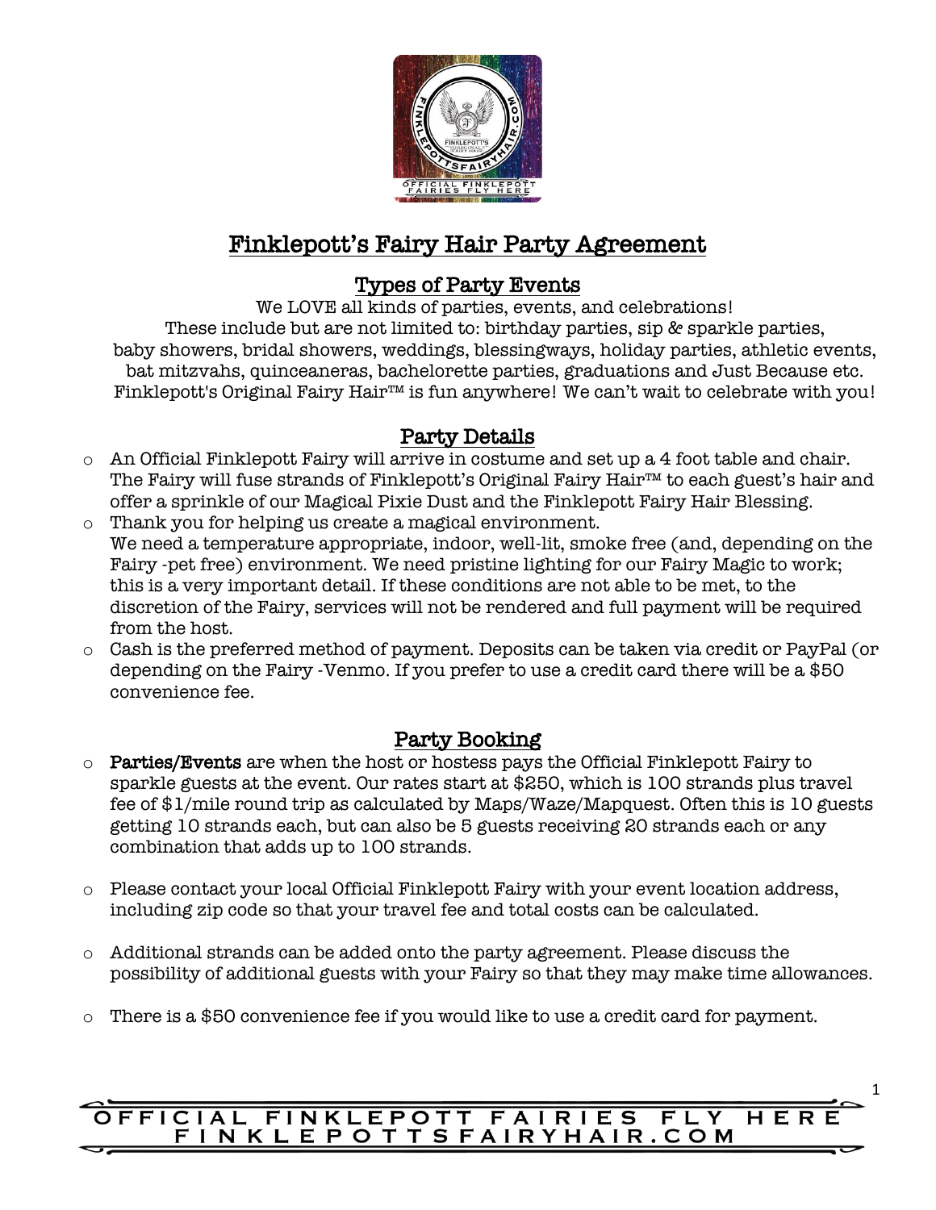# Finklepott's Fairy Hair Party Agreement

## Types of Party Events

We LOVE all kinds of parties, events, and celebrations!
These include but are not limited to: birthday parties, sip & sparkle parties, baby showers, bridal showers, weddings, blessingways, holiday parties, athletic events, bat mitzvahs, quinceaneras, bachelorette parties, graduations and Just Because etc.
Finklepott's Original Fairy Hair™ is fun anywhere! We can't wait to celebrate with you!

## Party Details

- An Official Finklepott Fairy will arrive in costume and set up a 4 foot table and chair. The Fairy will fuse strands of Finklepott's Original Fairy Hair™ to each guest's hair and offer a sprinkle of our Magical Pixie Dust and the Finklepott Fairy Hair Blessing.
- Thank you for helping us create a magical environment.
  We need a temperature appropriate, indoor, well-lit, smoke free (and, depending on the Fairy -pet free) environment. We need pristine lighting for our Fairy Magic to work; this is a very important detail. If these conditions are not able to be met, to the discretion of the Fairy, services will not be rendered and full payment will be required from the host.
- Cash is the preferred method of payment. Deposits can be taken via credit or PayPal (or depending on the Fairy -Venmo. If you prefer to use a credit card there will be a $50 convenience fee.

## Party Booking

- **Parties/Events** are when the host or hostess pays the Official Finklepott Fairy to sparkle guests at the event. Our rates start at $250, which is 100 strands plus travel fee of $1/mile round trip as calculated by Maps/Waze/Mapquest. Often this is 10 guests getting 10 strands each, but can also be 5 guests receiving 20 strands each or any combination that adds up to 100 strands.

- Please contact your local Official Finklepott Fairy with your event location address, including zip code so that your travel fee and total costs can be calculated.

- Additional strands can be added onto the party agreement. Please discuss the possibility of additional guests with your Fairy so that they may make time allowances.

- There is a $50 convenience fee if you would like to use a credit card for payment.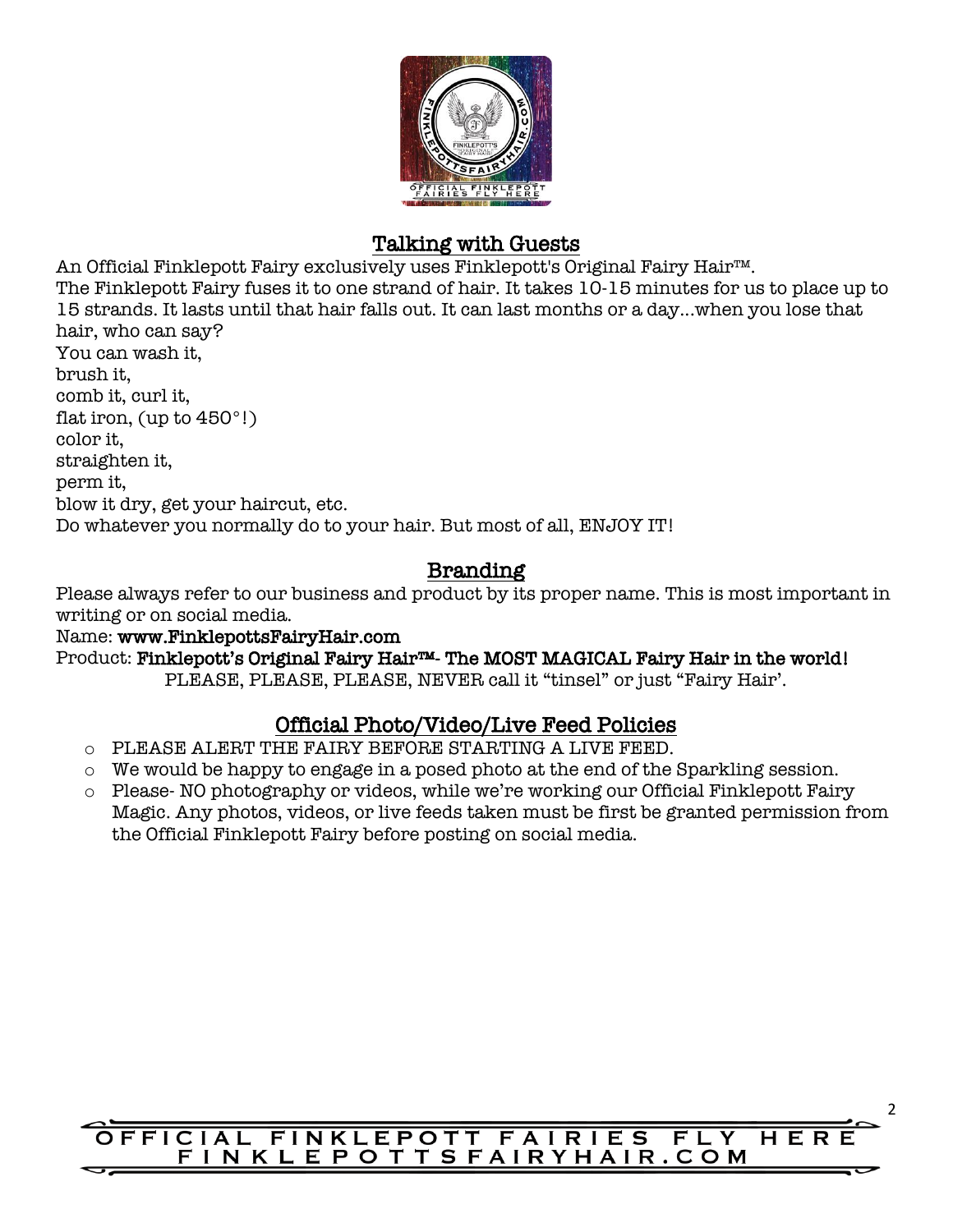## Talking with Guests

An Official Finklepott Fairy exclusively uses Finklepott's Original Fairy Hair™.

The Finklepott Fairy fuses it to one strand of hair. It takes 10-15 minutes for us to place up to 15 strands. It lasts until that hair falls out. It can last months or a day…when you lose that hair, who can say?

You can wash it,
brush it,
comb it, curl it,
flat iron, (up to 450°!)
color it,
straighten it,
perm it,
blow it dry, get your haircut, etc.
Do whatever you normally do to your hair. But most of all, ENJOY IT!

## Branding

Please always refer to our business and product by its proper name. This is most important in writing or on social media.

Name: **www.FinklepottsFairyHair.com**

Product: **Finklepott's Original Fairy Hair™- The MOST MAGICAL Fairy Hair in the world!**

PLEASE, PLEASE, PLEASE, NEVER call it "tinsel" or just "Fairy Hair'.

## Official Photo/Video/Live Feed Policies

- PLEASE ALERT THE FAIRY BEFORE STARTING A LIVE FEED.
- We would be happy to engage in a posed photo at the end of the Sparkling session.
- Please- NO photography or videos, while we're working our Official Finklepott Fairy Magic. Any photos, videos, or live feeds taken must be first be granted permission from the Official Finklepott Fairy before posting on social media.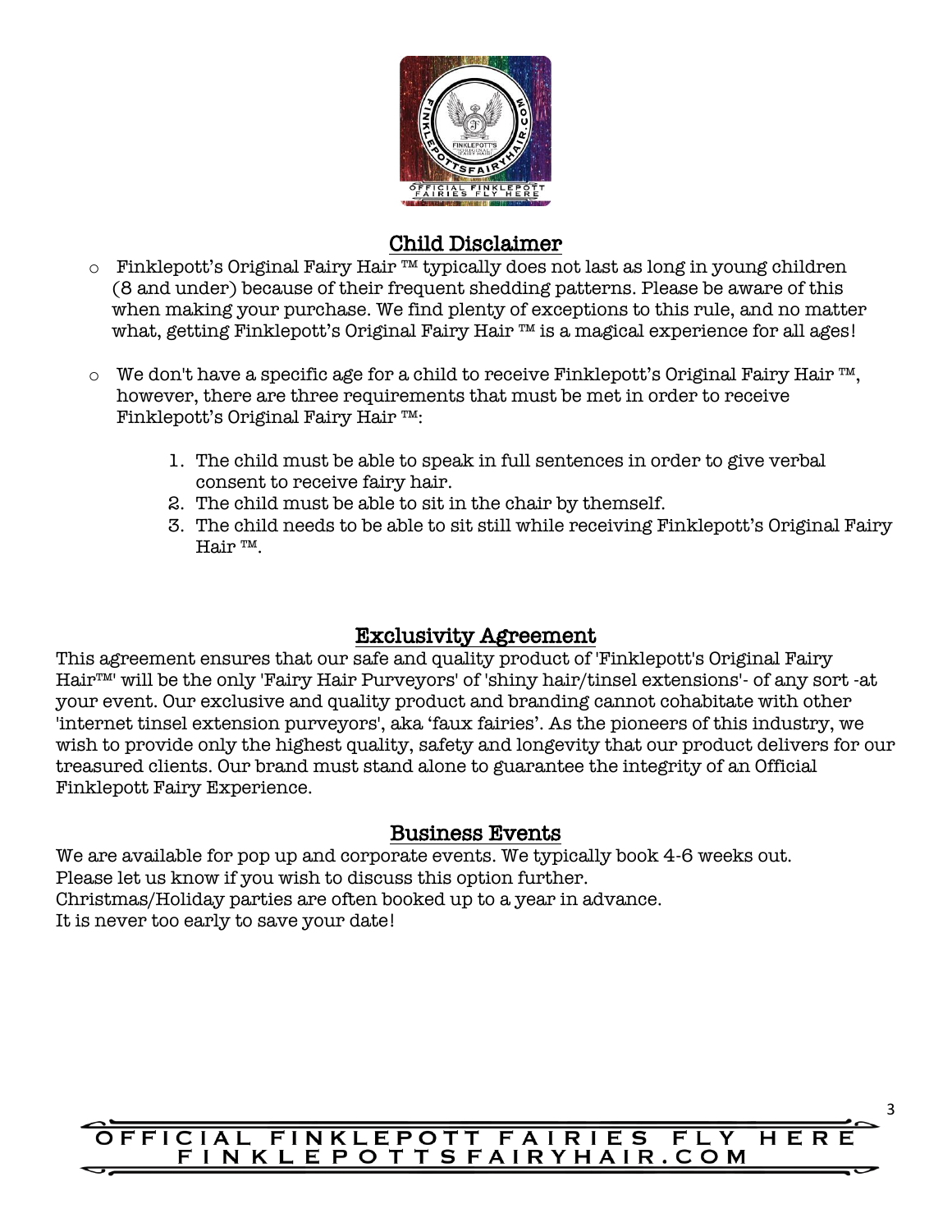## Child Disclaimer

- Finklepott's Original Fairy Hair ™ typically does not last as long in young children (8 and under) because of their frequent shedding patterns. Please be aware of this when making your purchase. We find plenty of exceptions to this rule, and no matter what, getting Finklepott's Original Fairy Hair ™ is a magical experience for all ages!

- We don't have a specific age for a child to receive Finklepott's Original Fairy Hair ™, however, there are three requirements that must be met in order to receive Finklepott's Original Fairy Hair ™:

  1. The child must be able to speak in full sentences in order to give verbal consent to receive fairy hair.
  2. The child must be able to sit in the chair by themself.
  3. The child needs to be able to sit still while receiving Finklepott's Original Fairy Hair ™.

## Exclusivity Agreement

This agreement ensures that our safe and quality product of 'Finklepott's Original Fairy Hair™' will be the only 'Fairy Hair Purveyors' of 'shiny hair/tinsel extensions'- of any sort -at your event. Our exclusive and quality product and branding cannot cohabitate with other 'internet tinsel extension purveyors', aka 'faux fairies'. As the pioneers of this industry, we wish to provide only the highest quality, safety and longevity that our product delivers for our treasured clients. Our brand must stand alone to guarantee the integrity of an Official Finklepott Fairy Experience.

## Business Events

We are available for pop up and corporate events. We typically book 4-6 weeks out.
Please let us know if you wish to discuss this option further.
Christmas/Holiday parties are often booked up to a year in advance.
It is never too early to save your date!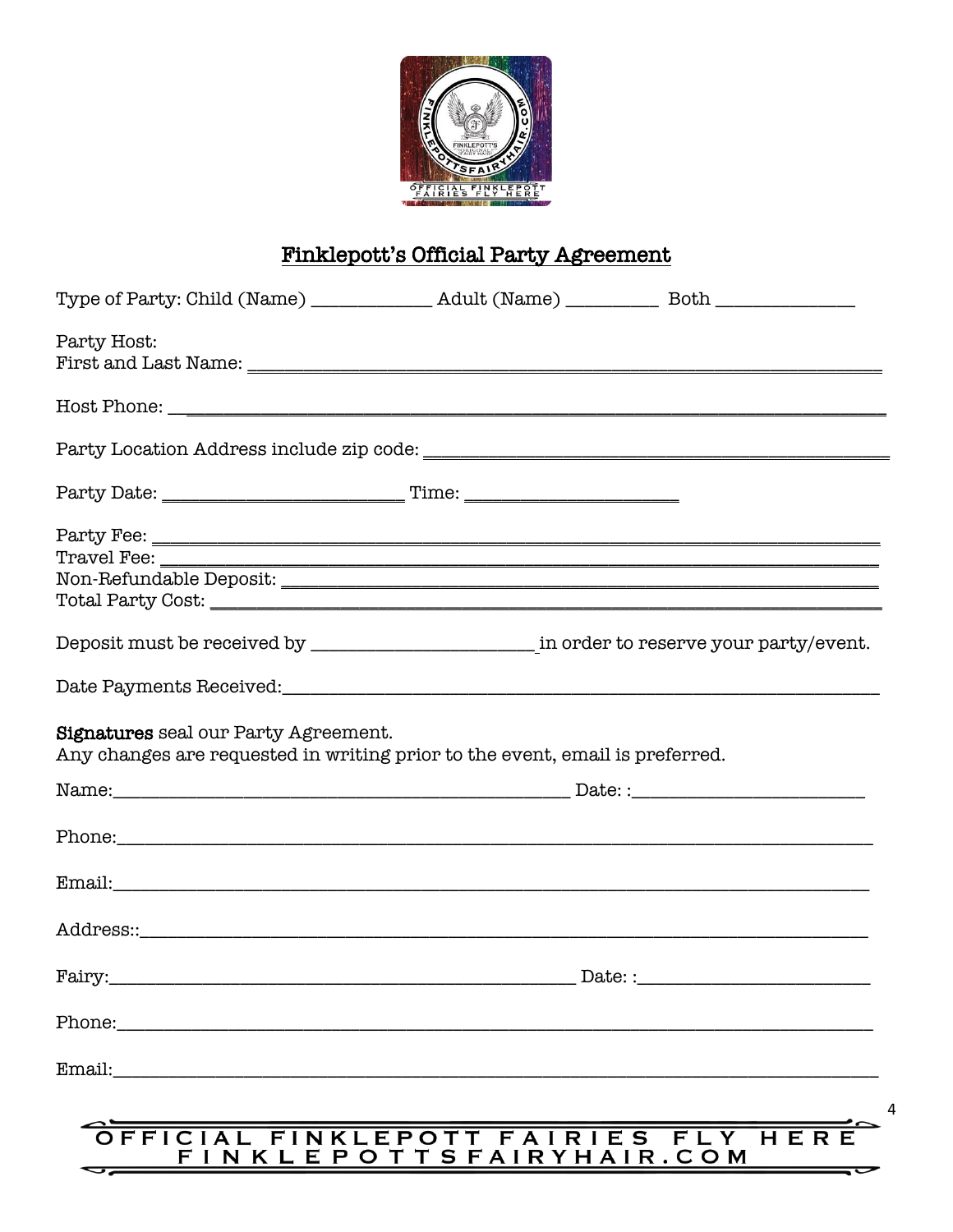## Finklepott's Official Party Agreement

Type of Party: Child (Name) ____________ Adult (Name) _________ Both ______________

Party Host:
First and Last Name: ______________________________________________________________

Host Phone: ____________________________________________________________________

Party Location Address include zip code: ______________________________________________

Party Date: ________________________ Time: ____________________

Party Fee: ____________________________________________________________________
Travel Fee: ___________________________________________________________________
Non-Refundable Deposit: _______________________________________________________
Total Party Cost: _______________________________________________________________

Deposit must be received by ______________________ in order to reserve your party/event.

Date Payments Received:_________________________________________________________

**Signatures** seal our Party Agreement.
Any changes are requested in writing prior to the event, email is preferred.

Name:_____________________________________________ Date: :_____________________

Phone:_________________________________________________________________________

Email:_________________________________________________________________________

Address::_______________________________________________________________________

Fairy:_____________________________________________ Date: :_____________________

Phone:_________________________________________________________________________

Email:_________________________________________________________________________